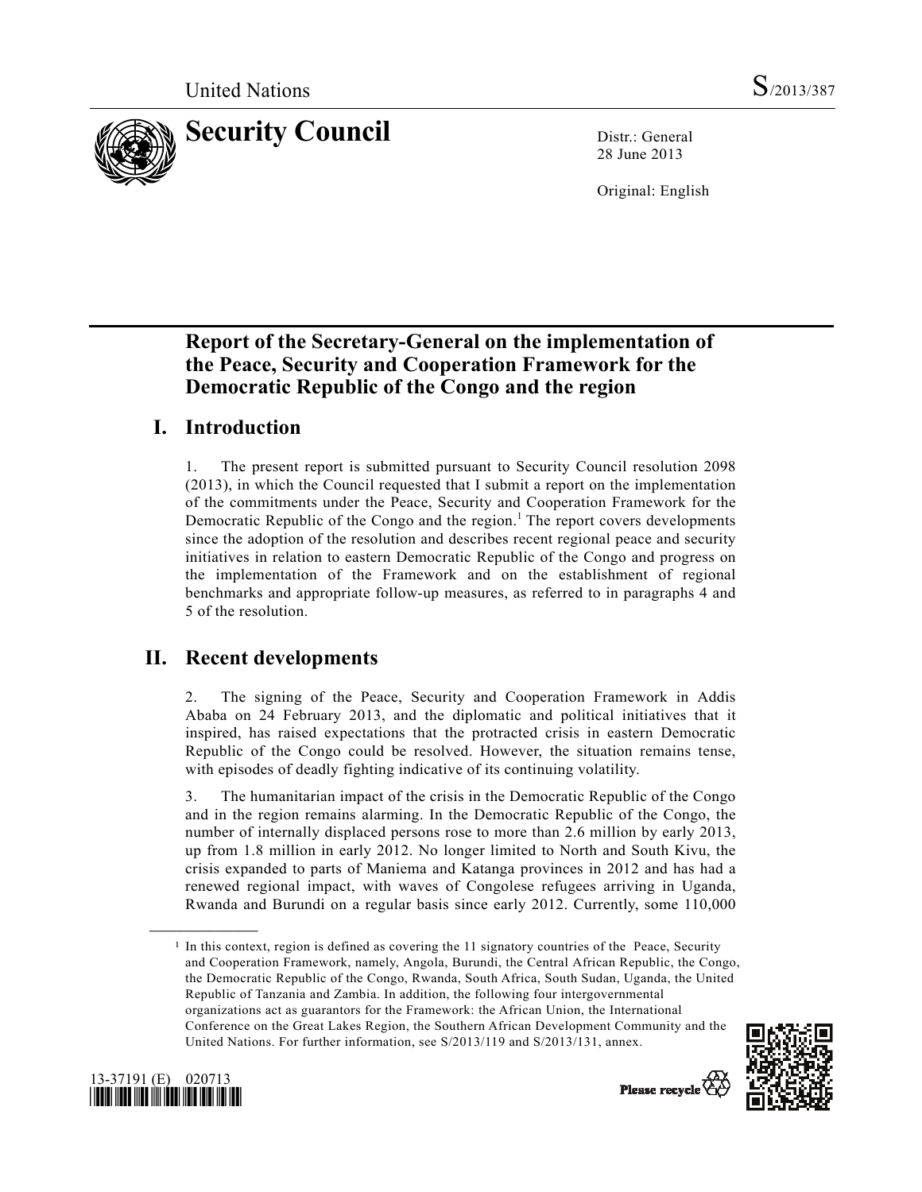United Nations S/2013/387

# Security Council

Distr.: General
28 June 2013

Original: English

## Report of the Secretary-General on the implementation of the Peace, Security and Cooperation Framework for the Democratic Republic of the Congo and the region

## I. Introduction

1. The present report is submitted pursuant to Security Council resolution 2098 (2013), in which the Council requested that I submit a report on the implementation of the commitments under the Peace, Security and Cooperation Framework for the Democratic Republic of the Congo and the region.[1] The report covers developments since the adoption of the resolution and describes recent regional peace and security initiatives in relation to eastern Democratic Republic of the Congo and progress on the implementation of the Framework and on the establishment of regional benchmarks and appropriate follow-up measures, as referred to in paragraphs 4 and 5 of the resolution.

## II. Recent developments

2. The signing of the Peace, Security and Cooperation Framework in Addis Ababa on 24 February 2013, and the diplomatic and political initiatives that it inspired, has raised expectations that the protracted crisis in eastern Democratic Republic of the Congo could be resolved. However, the situation remains tense, with episodes of deadly fighting indicative of its continuing volatility.

3. The humanitarian impact of the crisis in the Democratic Republic of the Congo and in the region remains alarming. In the Democratic Republic of the Congo, the number of internally displaced persons rose to more than 2.6 million by early 2013, up from 1.8 million in early 2012. No longer limited to North and South Kivu, the crisis expanded to parts of Maniema and Katanga provinces in 2012 and has had a renewed regional impact, with waves of Congolese refugees arriving in Uganda, Rwanda and Burundi on a regular basis since early 2012. Currently, some 110,000

[1] In this context, region is defined as covering the 11 signatory countries of the Peace, Security and Cooperation Framework, namely, Angola, Burundi, the Central African Republic, the Congo, the Democratic Republic of the Congo, Rwanda, South Africa, South Sudan, Uganda, the United Republic of Tanzania and Zambia. In addition, the following four intergovernmental organizations act as guarantors for the Framework: the African Union, the International Conference on the Great Lakes Region, the Southern African Development Community and the United Nations. For further information, see S/2013/119 and S/2013/131, annex.

13-37191 (E) 020713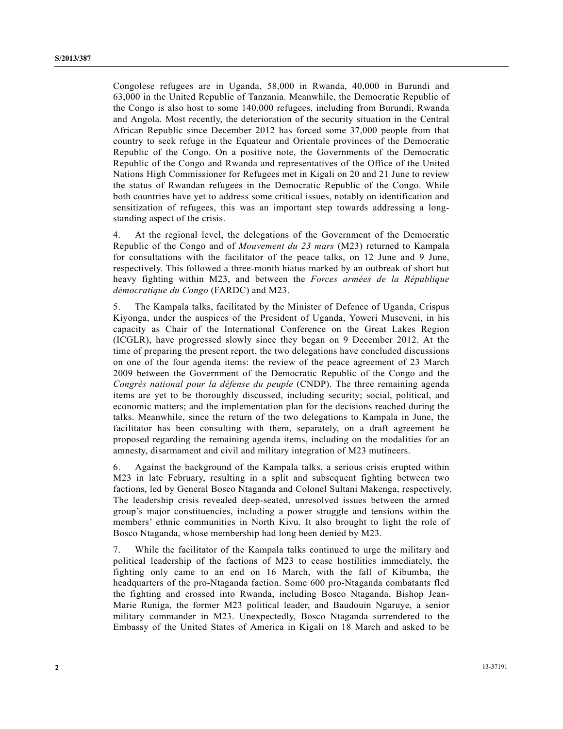Congolese refugees are in Uganda, 58,000 in Rwanda, 40,000 in Burundi and 63,000 in the United Republic of Tanzania. Meanwhile, the Democratic Republic of the Congo is also host to some 140,000 refugees, including from Burundi, Rwanda and Angola. Most recently, the deterioration of the security situation in the Central African Republic since December 2012 has forced some 37,000 people from that country to seek refuge in the Equateur and Orientale provinces of the Democratic Republic of the Congo. On a positive note, the Governments of the Democratic Republic of the Congo and Rwanda and representatives of the Office of the United Nations High Commissioner for Refugees met in Kigali on 20 and 21 June to review the status of Rwandan refugees in the Democratic Republic of the Congo. While both countries have yet to address some critical issues, notably on identification and sensitization of refugees, this was an important step towards addressing a long-standing aspect of the crisis.

4. At the regional level, the delegations of the Government of the Democratic Republic of the Congo and of *Mouvement du 23 mars* (M23) returned to Kampala for consultations with the facilitator of the peace talks, on 12 June and 9 June, respectively. This followed a three-month hiatus marked by an outbreak of short but heavy fighting within M23, and between the *Forces armées de la République démocratique du Congo* (FARDC) and M23.

5. The Kampala talks, facilitated by the Minister of Defence of Uganda, Crispus Kiyonga, under the auspices of the President of Uganda, Yoweri Museveni, in his capacity as Chair of the International Conference on the Great Lakes Region (ICGLR), have progressed slowly since they began on 9 December 2012. At the time of preparing the present report, the two delegations have concluded discussions on one of the four agenda items: the review of the peace agreement of 23 March 2009 between the Government of the Democratic Republic of the Congo and the *Congrès national pour la défense du peuple* (CNDP). The three remaining agenda items are yet to be thoroughly discussed, including security; social, political, and economic matters; and the implementation plan for the decisions reached during the talks. Meanwhile, since the return of the two delegations to Kampala in June, the facilitator has been consulting with them, separately, on a draft agreement he proposed regarding the remaining agenda items, including on the modalities for an amnesty, disarmament and civil and military integration of M23 mutineers.

6. Against the background of the Kampala talks, a serious crisis erupted within M23 in late February, resulting in a split and subsequent fighting between two factions, led by General Bosco Ntaganda and Colonel Sultani Makenga, respectively. The leadership crisis revealed deep-seated, unresolved issues between the armed group's major constituencies, including a power struggle and tensions within the members' ethnic communities in North Kivu. It also brought to light the role of Bosco Ntaganda, whose membership had long been denied by M23.

7. While the facilitator of the Kampala talks continued to urge the military and political leadership of the factions of M23 to cease hostilities immediately, the fighting only came to an end on 16 March, with the fall of Kibumba, the headquarters of the pro-Ntaganda faction. Some 600 pro-Ntaganda combatants fled the fighting and crossed into Rwanda, including Bosco Ntaganda, Bishop Jean-Marie Runiga, the former M23 political leader, and Baudouin Ngaruye, a senior military commander in M23. Unexpectedly, Bosco Ntaganda surrendered to the Embassy of the United States of America in Kigali on 18 March and asked to be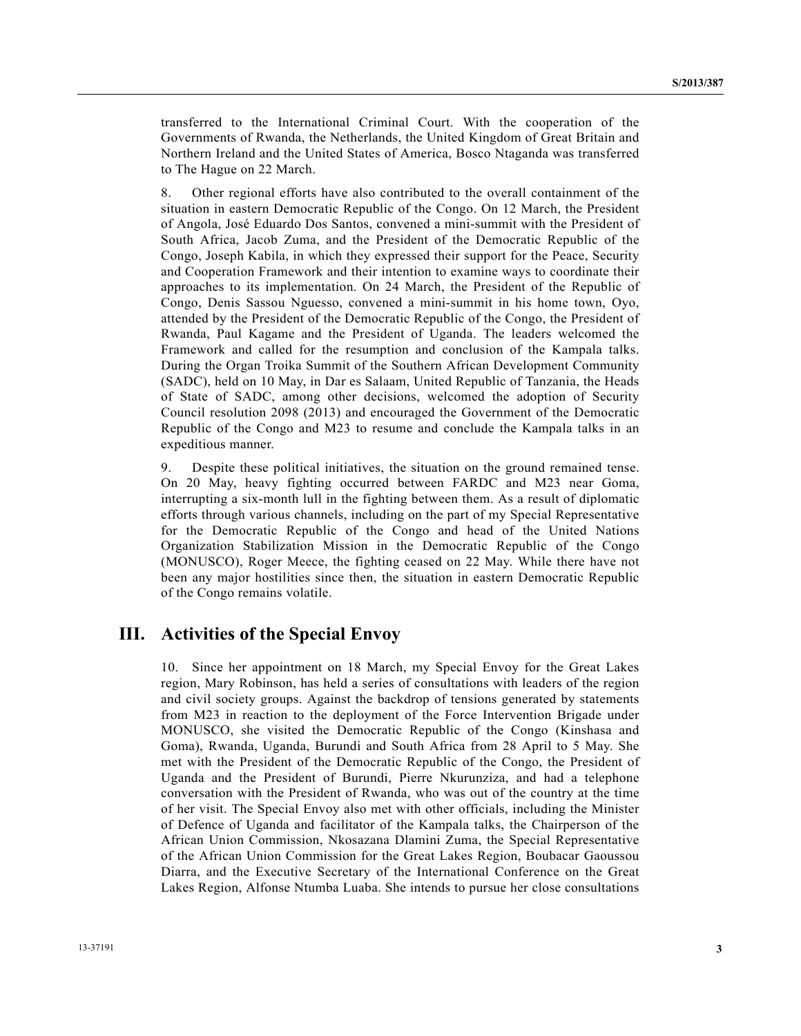transferred to the International Criminal Court. With the cooperation of the Governments of Rwanda, the Netherlands, the United Kingdom of Great Britain and Northern Ireland and the United States of America, Bosco Ntaganda was transferred to The Hague on 22 March.

8. Other regional efforts have also contributed to the overall containment of the situation in eastern Democratic Republic of the Congo. On 12 March, the President of Angola, José Eduardo Dos Santos, convened a mini-summit with the President of South Africa, Jacob Zuma, and the President of the Democratic Republic of the Congo, Joseph Kabila, in which they expressed their support for the Peace, Security and Cooperation Framework and their intention to examine ways to coordinate their approaches to its implementation. On 24 March, the President of the Republic of Congo, Denis Sassou Nguesso, convened a mini-summit in his home town, Oyo, attended by the President of the Democratic Republic of the Congo, the President of Rwanda, Paul Kagame and the President of Uganda. The leaders welcomed the Framework and called for the resumption and conclusion of the Kampala talks. During the Organ Troika Summit of the Southern African Development Community (SADC), held on 10 May, in Dar es Salaam, United Republic of Tanzania, the Heads of State of SADC, among other decisions, welcomed the adoption of Security Council resolution 2098 (2013) and encouraged the Government of the Democratic Republic of the Congo and M23 to resume and conclude the Kampala talks in an expeditious manner.

9. Despite these political initiatives, the situation on the ground remained tense. On 20 May, heavy fighting occurred between FARDC and M23 near Goma, interrupting a six-month lull in the fighting between them. As a result of diplomatic efforts through various channels, including on the part of my Special Representative for the Democratic Republic of the Congo and head of the United Nations Organization Stabilization Mission in the Democratic Republic of the Congo (MONUSCO), Roger Meece, the fighting ceased on 22 May. While there have not been any major hostilities since then, the situation in eastern Democratic Republic of the Congo remains volatile.

## III. Activities of the Special Envoy

10. Since her appointment on 18 March, my Special Envoy for the Great Lakes region, Mary Robinson, has held a series of consultations with leaders of the region and civil society groups. Against the backdrop of tensions generated by statements from M23 in reaction to the deployment of the Force Intervention Brigade under MONUSCO, she visited the Democratic Republic of the Congo (Kinshasa and Goma), Rwanda, Uganda, Burundi and South Africa from 28 April to 5 May. She met with the President of the Democratic Republic of the Congo, the President of Uganda and the President of Burundi, Pierre Nkurunziza, and had a telephone conversation with the President of Rwanda, who was out of the country at the time of her visit. The Special Envoy also met with other officials, including the Minister of Defence of Uganda and facilitator of the Kampala talks, the Chairperson of the African Union Commission, Nkosazana Dlamini Zuma, the Special Representative of the African Union Commission for the Great Lakes Region, Boubacar Gaoussou Diarra, and the Executive Secretary of the International Conference on the Great Lakes Region, Alfonse Ntumba Luaba. She intends to pursue her close consultations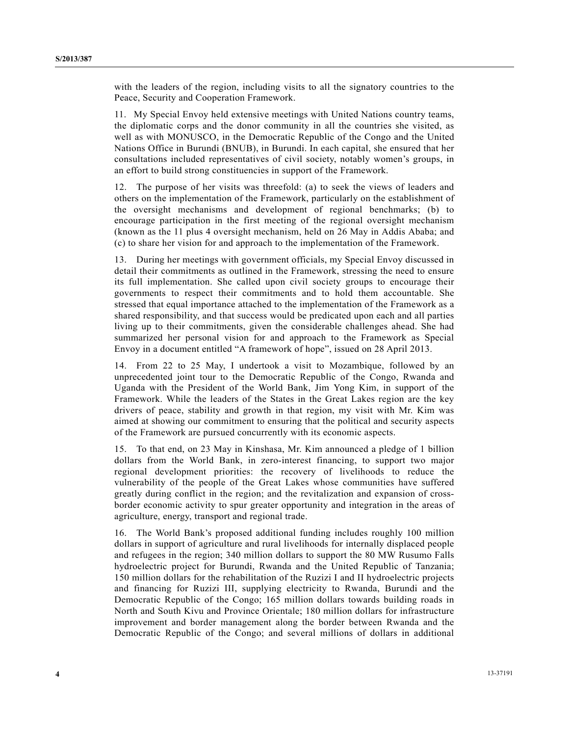with the leaders of the region, including visits to all the signatory countries to the Peace, Security and Cooperation Framework.

11. My Special Envoy held extensive meetings with United Nations country teams, the diplomatic corps and the donor community in all the countries she visited, as well as with MONUSCO, in the Democratic Republic of the Congo and the United Nations Office in Burundi (BNUB), in Burundi. In each capital, she ensured that her consultations included representatives of civil society, notably women's groups, in an effort to build strong constituencies in support of the Framework.

12. The purpose of her visits was threefold: (a) to seek the views of leaders and others on the implementation of the Framework, particularly on the establishment of the oversight mechanisms and development of regional benchmarks; (b) to encourage participation in the first meeting of the regional oversight mechanism (known as the 11 plus 4 oversight mechanism, held on 26 May in Addis Ababa; and (c) to share her vision for and approach to the implementation of the Framework.

13. During her meetings with government officials, my Special Envoy discussed in detail their commitments as outlined in the Framework, stressing the need to ensure its full implementation. She called upon civil society groups to encourage their governments to respect their commitments and to hold them accountable. She stressed that equal importance attached to the implementation of the Framework as a shared responsibility, and that success would be predicated upon each and all parties living up to their commitments, given the considerable challenges ahead. She had summarized her personal vision for and approach to the Framework as Special Envoy in a document entitled "A framework of hope", issued on 28 April 2013.

14. From 22 to 25 May, I undertook a visit to Mozambique, followed by an unprecedented joint tour to the Democratic Republic of the Congo, Rwanda and Uganda with the President of the World Bank, Jim Yong Kim, in support of the Framework. While the leaders of the States in the Great Lakes region are the key drivers of peace, stability and growth in that region, my visit with Mr. Kim was aimed at showing our commitment to ensuring that the political and security aspects of the Framework are pursued concurrently with its economic aspects.

15. To that end, on 23 May in Kinshasa, Mr. Kim announced a pledge of 1 billion dollars from the World Bank, in zero-interest financing, to support two major regional development priorities: the recovery of livelihoods to reduce the vulnerability of the people of the Great Lakes whose communities have suffered greatly during conflict in the region; and the revitalization and expansion of cross-border economic activity to spur greater opportunity and integration in the areas of agriculture, energy, transport and regional trade.

16. The World Bank's proposed additional funding includes roughly 100 million dollars in support of agriculture and rural livelihoods for internally displaced people and refugees in the region; 340 million dollars to support the 80 MW Rusumo Falls hydroelectric project for Burundi, Rwanda and the United Republic of Tanzania; 150 million dollars for the rehabilitation of the Ruzizi I and II hydroelectric projects and financing for Ruzizi III, supplying electricity to Rwanda, Burundi and the Democratic Republic of the Congo; 165 million dollars towards building roads in North and South Kivu and Province Orientale; 180 million dollars for infrastructure improvement and border management along the border between Rwanda and the Democratic Republic of the Congo; and several millions of dollars in additional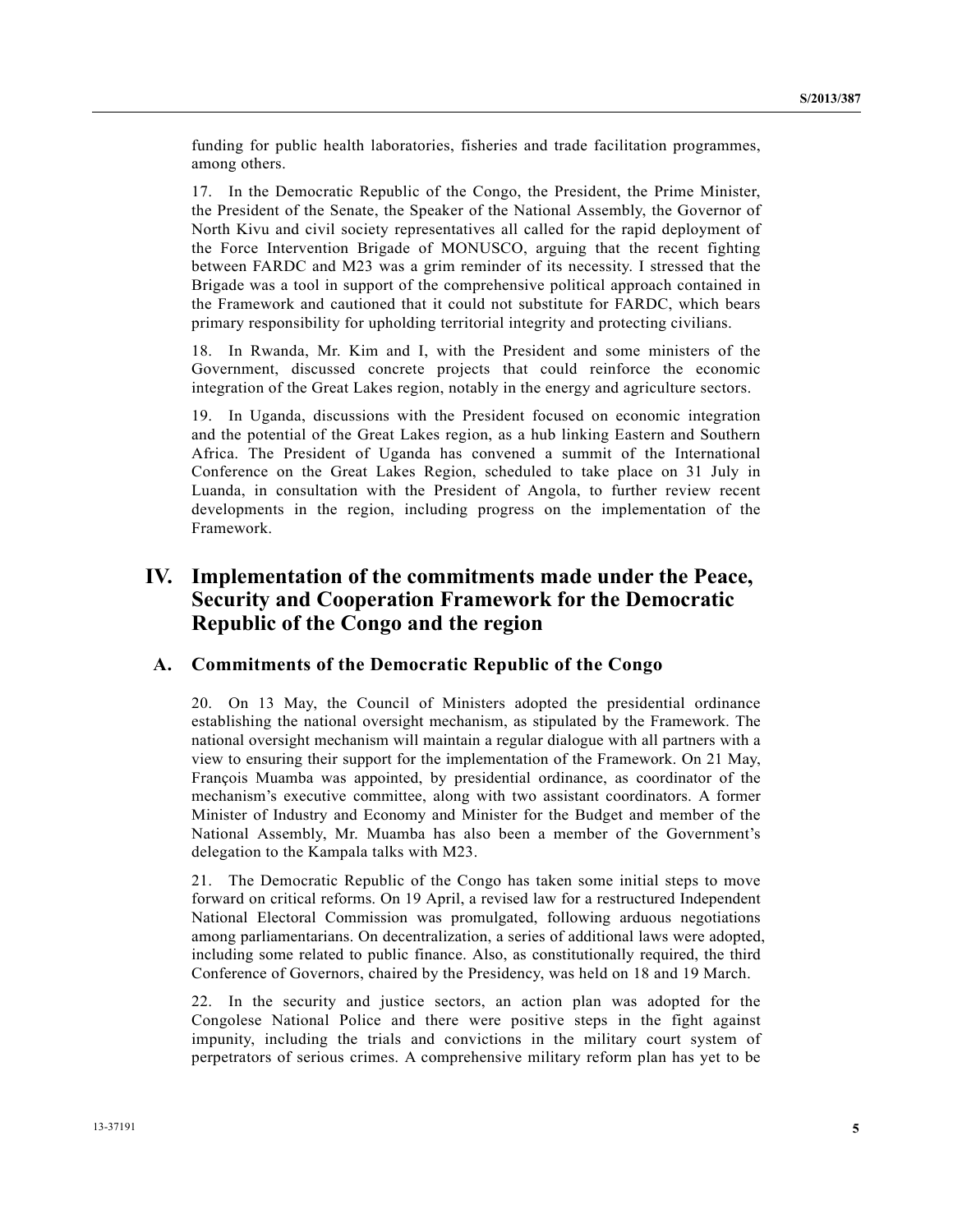funding for public health laboratories, fisheries and trade facilitation programmes, among others.

17. In the Democratic Republic of the Congo, the President, the Prime Minister, the President of the Senate, the Speaker of the National Assembly, the Governor of North Kivu and civil society representatives all called for the rapid deployment of the Force Intervention Brigade of MONUSCO, arguing that the recent fighting between FARDC and M23 was a grim reminder of its necessity. I stressed that the Brigade was a tool in support of the comprehensive political approach contained in the Framework and cautioned that it could not substitute for FARDC, which bears primary responsibility for upholding territorial integrity and protecting civilians.

18. In Rwanda, Mr. Kim and I, with the President and some ministers of the Government, discussed concrete projects that could reinforce the economic integration of the Great Lakes region, notably in the energy and agriculture sectors.

19. In Uganda, discussions with the President focused on economic integration and the potential of the Great Lakes region, as a hub linking Eastern and Southern Africa. The President of Uganda has convened a summit of the International Conference on the Great Lakes Region, scheduled to take place on 31 July in Luanda, in consultation with the President of Angola, to further review recent developments in the region, including progress on the implementation of the Framework.

# IV. Implementation of the commitments made under the Peace, Security and Cooperation Framework for the Democratic Republic of the Congo and the region

## A. Commitments of the Democratic Republic of the Congo

20. On 13 May, the Council of Ministers adopted the presidential ordinance establishing the national oversight mechanism, as stipulated by the Framework. The national oversight mechanism will maintain a regular dialogue with all partners with a view to ensuring their support for the implementation of the Framework. On 21 May, François Muamba was appointed, by presidential ordinance, as coordinator of the mechanism's executive committee, along with two assistant coordinators. A former Minister of Industry and Economy and Minister for the Budget and member of the National Assembly, Mr. Muamba has also been a member of the Government's delegation to the Kampala talks with M23.

21. The Democratic Republic of the Congo has taken some initial steps to move forward on critical reforms. On 19 April, a revised law for a restructured Independent National Electoral Commission was promulgated, following arduous negotiations among parliamentarians. On decentralization, a series of additional laws were adopted, including some related to public finance. Also, as constitutionally required, the third Conference of Governors, chaired by the Presidency, was held on 18 and 19 March.

22. In the security and justice sectors, an action plan was adopted for the Congolese National Police and there were positive steps in the fight against impunity, including the trials and convictions in the military court system of perpetrators of serious crimes. A comprehensive military reform plan has yet to be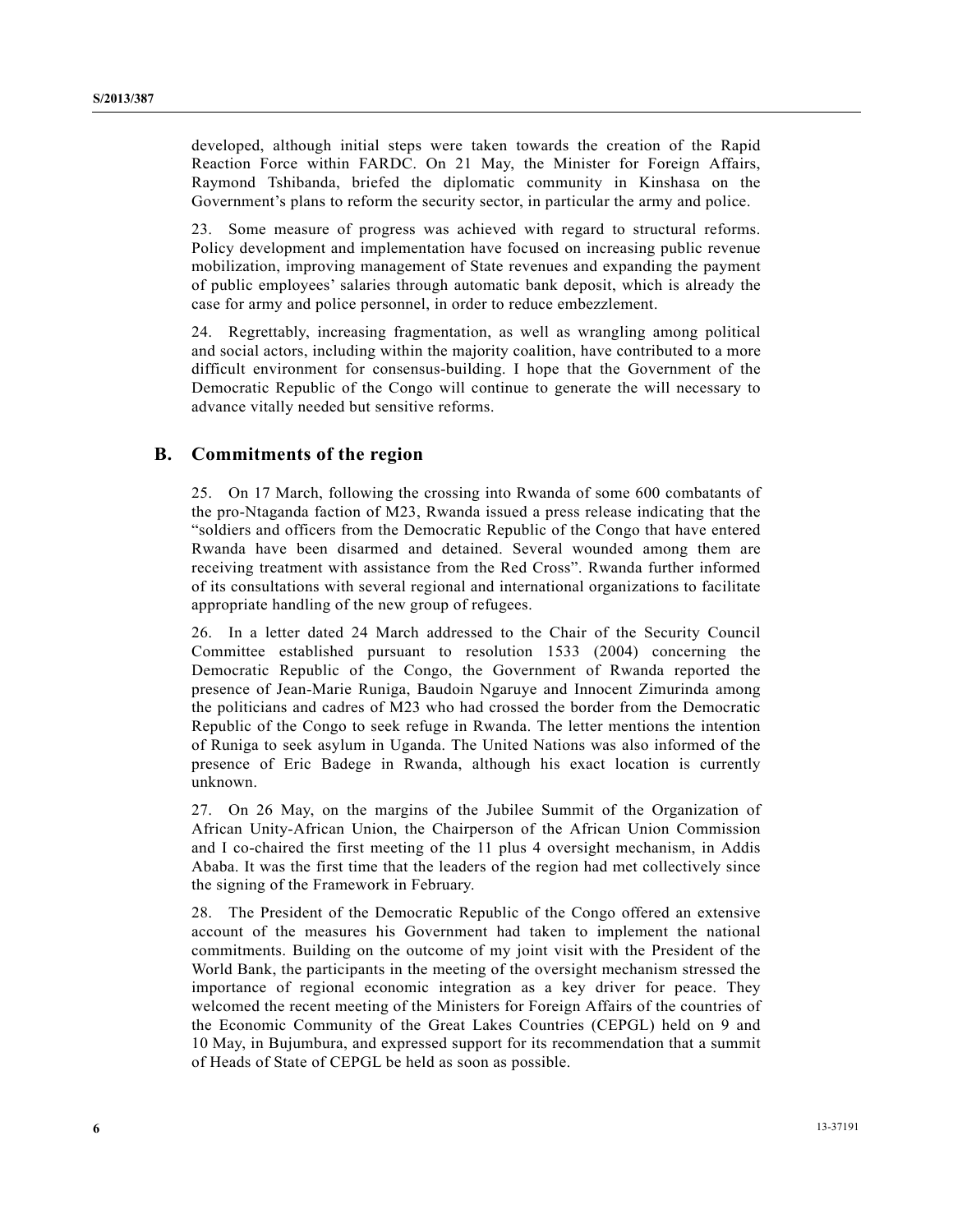developed, although initial steps were taken towards the creation of the Rapid Reaction Force within FARDC. On 21 May, the Minister for Foreign Affairs, Raymond Tshibanda, briefed the diplomatic community in Kinshasa on the Government's plans to reform the security sector, in particular the army and police.

23. Some measure of progress was achieved with regard to structural reforms. Policy development and implementation have focused on increasing public revenue mobilization, improving management of State revenues and expanding the payment of public employees' salaries through automatic bank deposit, which is already the case for army and police personnel, in order to reduce embezzlement.

24. Regrettably, increasing fragmentation, as well as wrangling among political and social actors, including within the majority coalition, have contributed to a more difficult environment for consensus-building. I hope that the Government of the Democratic Republic of the Congo will continue to generate the will necessary to advance vitally needed but sensitive reforms.

## B. Commitments of the region

25. On 17 March, following the crossing into Rwanda of some 600 combatants of the pro-Ntaganda faction of M23, Rwanda issued a press release indicating that the "soldiers and officers from the Democratic Republic of the Congo that have entered Rwanda have been disarmed and detained. Several wounded among them are receiving treatment with assistance from the Red Cross". Rwanda further informed of its consultations with several regional and international organizations to facilitate appropriate handling of the new group of refugees.

26. In a letter dated 24 March addressed to the Chair of the Security Council Committee established pursuant to resolution 1533 (2004) concerning the Democratic Republic of the Congo, the Government of Rwanda reported the presence of Jean-Marie Runiga, Baudoin Ngaruye and Innocent Zimurinda among the politicians and cadres of M23 who had crossed the border from the Democratic Republic of the Congo to seek refuge in Rwanda. The letter mentions the intention of Runiga to seek asylum in Uganda. The United Nations was also informed of the presence of Eric Badege in Rwanda, although his exact location is currently unknown.

27. On 26 May, on the margins of the Jubilee Summit of the Organization of African Unity-African Union, the Chairperson of the African Union Commission and I co-chaired the first meeting of the 11 plus 4 oversight mechanism, in Addis Ababa. It was the first time that the leaders of the region had met collectively since the signing of the Framework in February.

28. The President of the Democratic Republic of the Congo offered an extensive account of the measures his Government had taken to implement the national commitments. Building on the outcome of my joint visit with the President of the World Bank, the participants in the meeting of the oversight mechanism stressed the importance of regional economic integration as a key driver for peace. They welcomed the recent meeting of the Ministers for Foreign Affairs of the countries of the Economic Community of the Great Lakes Countries (CEPGL) held on 9 and 10 May, in Bujumbura, and expressed support for its recommendation that a summit of Heads of State of CEPGL be held as soon as possible.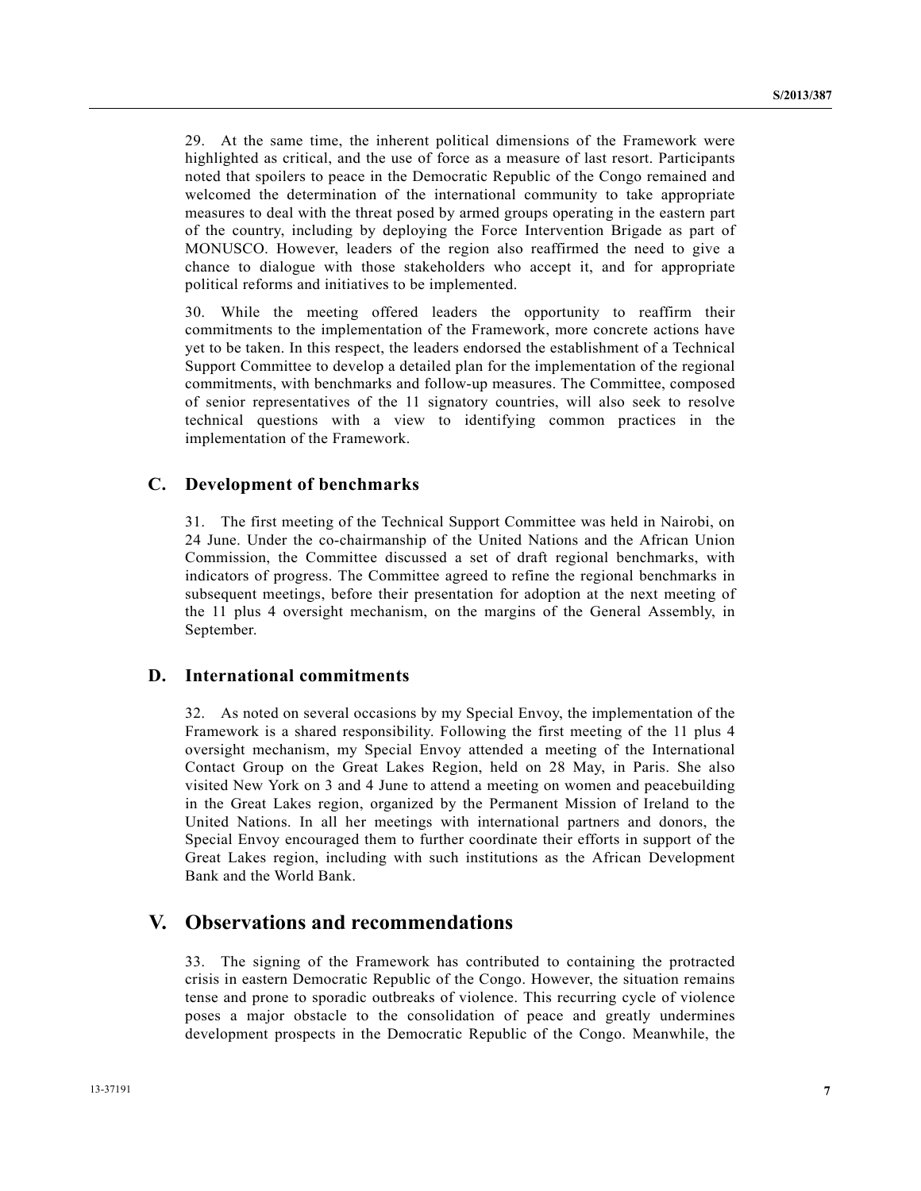29. At the same time, the inherent political dimensions of the Framework were highlighted as critical, and the use of force as a measure of last resort. Participants noted that spoilers to peace in the Democratic Republic of the Congo remained and welcomed the determination of the international community to take appropriate measures to deal with the threat posed by armed groups operating in the eastern part of the country, including by deploying the Force Intervention Brigade as part of MONUSCO. However, leaders of the region also reaffirmed the need to give a chance to dialogue with those stakeholders who accept it, and for appropriate political reforms and initiatives to be implemented.

30. While the meeting offered leaders the opportunity to reaffirm their commitments to the implementation of the Framework, more concrete actions have yet to be taken. In this respect, the leaders endorsed the establishment of a Technical Support Committee to develop a detailed plan for the implementation of the regional commitments, with benchmarks and follow-up measures. The Committee, composed of senior representatives of the 11 signatory countries, will also seek to resolve technical questions with a view to identifying common practices in the implementation of the Framework.

### C. Development of benchmarks

31. The first meeting of the Technical Support Committee was held in Nairobi, on 24 June. Under the co-chairmanship of the United Nations and the African Union Commission, the Committee discussed a set of draft regional benchmarks, with indicators of progress. The Committee agreed to refine the regional benchmarks in subsequent meetings, before their presentation for adoption at the next meeting of the 11 plus 4 oversight mechanism, on the margins of the General Assembly, in September.

### D. International commitments

32. As noted on several occasions by my Special Envoy, the implementation of the Framework is a shared responsibility. Following the first meeting of the 11 plus 4 oversight mechanism, my Special Envoy attended a meeting of the International Contact Group on the Great Lakes Region, held on 28 May, in Paris. She also visited New York on 3 and 4 June to attend a meeting on women and peacebuilding in the Great Lakes region, organized by the Permanent Mission of Ireland to the United Nations. In all her meetings with international partners and donors, the Special Envoy encouraged them to further coordinate their efforts in support of the Great Lakes region, including with such institutions as the African Development Bank and the World Bank.

## V. Observations and recommendations

33. The signing of the Framework has contributed to containing the protracted crisis in eastern Democratic Republic of the Congo. However, the situation remains tense and prone to sporadic outbreaks of violence. This recurring cycle of violence poses a major obstacle to the consolidation of peace and greatly undermines development prospects in the Democratic Republic of the Congo. Meanwhile, the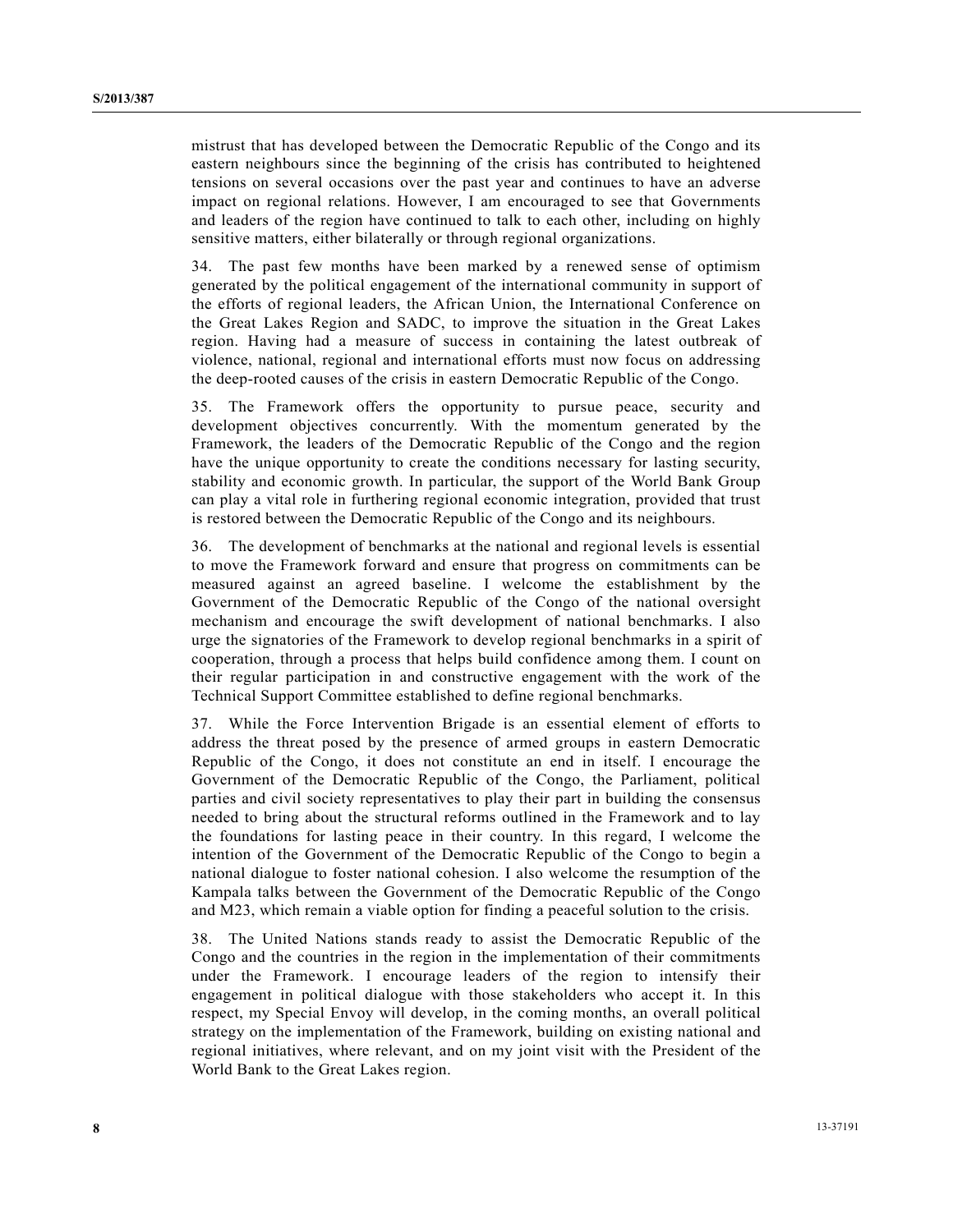mistrust that has developed between the Democratic Republic of the Congo and its eastern neighbours since the beginning of the crisis has contributed to heightened tensions on several occasions over the past year and continues to have an adverse impact on regional relations. However, I am encouraged to see that Governments and leaders of the region have continued to talk to each other, including on highly sensitive matters, either bilaterally or through regional organizations.

34. The past few months have been marked by a renewed sense of optimism generated by the political engagement of the international community in support of the efforts of regional leaders, the African Union, the International Conference on the Great Lakes Region and SADC, to improve the situation in the Great Lakes region. Having had a measure of success in containing the latest outbreak of violence, national, regional and international efforts must now focus on addressing the deep-rooted causes of the crisis in eastern Democratic Republic of the Congo.

35. The Framework offers the opportunity to pursue peace, security and development objectives concurrently. With the momentum generated by the Framework, the leaders of the Democratic Republic of the Congo and the region have the unique opportunity to create the conditions necessary for lasting security, stability and economic growth. In particular, the support of the World Bank Group can play a vital role in furthering regional economic integration, provided that trust is restored between the Democratic Republic of the Congo and its neighbours.

36. The development of benchmarks at the national and regional levels is essential to move the Framework forward and ensure that progress on commitments can be measured against an agreed baseline. I welcome the establishment by the Government of the Democratic Republic of the Congo of the national oversight mechanism and encourage the swift development of national benchmarks. I also urge the signatories of the Framework to develop regional benchmarks in a spirit of cooperation, through a process that helps build confidence among them. I count on their regular participation in and constructive engagement with the work of the Technical Support Committee established to define regional benchmarks.

37. While the Force Intervention Brigade is an essential element of efforts to address the threat posed by the presence of armed groups in eastern Democratic Republic of the Congo, it does not constitute an end in itself. I encourage the Government of the Democratic Republic of the Congo, the Parliament, political parties and civil society representatives to play their part in building the consensus needed to bring about the structural reforms outlined in the Framework and to lay the foundations for lasting peace in their country. In this regard, I welcome the intention of the Government of the Democratic Republic of the Congo to begin a national dialogue to foster national cohesion. I also welcome the resumption of the Kampala talks between the Government of the Democratic Republic of the Congo and M23, which remain a viable option for finding a peaceful solution to the crisis.

38. The United Nations stands ready to assist the Democratic Republic of the Congo and the countries in the region in the implementation of their commitments under the Framework. I encourage leaders of the region to intensify their engagement in political dialogue with those stakeholders who accept it. In this respect, my Special Envoy will develop, in the coming months, an overall political strategy on the implementation of the Framework, building on existing national and regional initiatives, where relevant, and on my joint visit with the President of the World Bank to the Great Lakes region.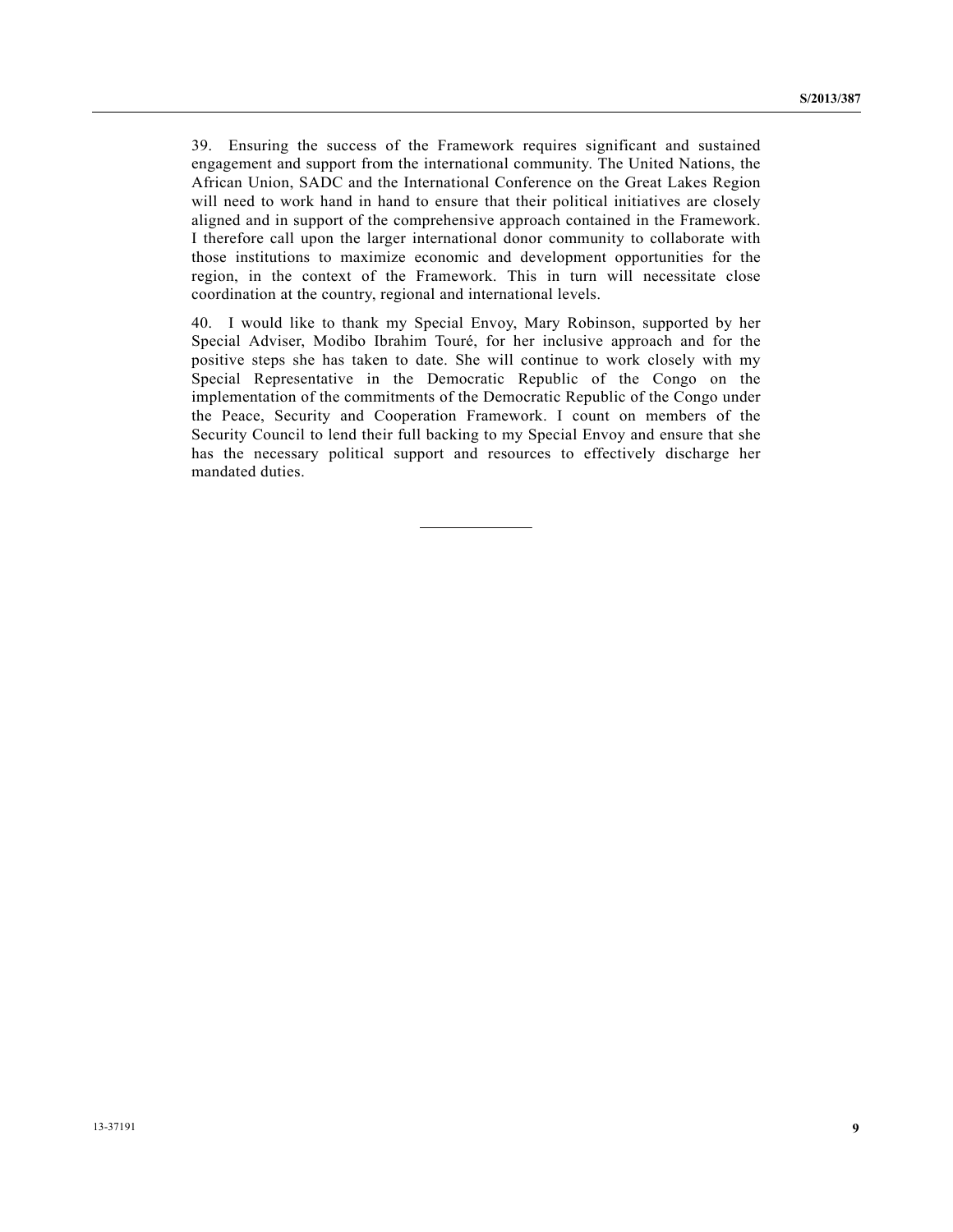39. Ensuring the success of the Framework requires significant and sustained engagement and support from the international community. The United Nations, the African Union, SADC and the International Conference on the Great Lakes Region will need to work hand in hand to ensure that their political initiatives are closely aligned and in support of the comprehensive approach contained in the Framework. I therefore call upon the larger international donor community to collaborate with those institutions to maximize economic and development opportunities for the region, in the context of the Framework. This in turn will necessitate close coordination at the country, regional and international levels.

40. I would like to thank my Special Envoy, Mary Robinson, supported by her Special Adviser, Modibo Ibrahim Touré, for her inclusive approach and for the positive steps she has taken to date. She will continue to work closely with my Special Representative in the Democratic Republic of the Congo on the implementation of the commitments of the Democratic Republic of the Congo under the Peace, Security and Cooperation Framework. I count on members of the Security Council to lend their full backing to my Special Envoy and ensure that she has the necessary political support and resources to effectively discharge her mandated duties.